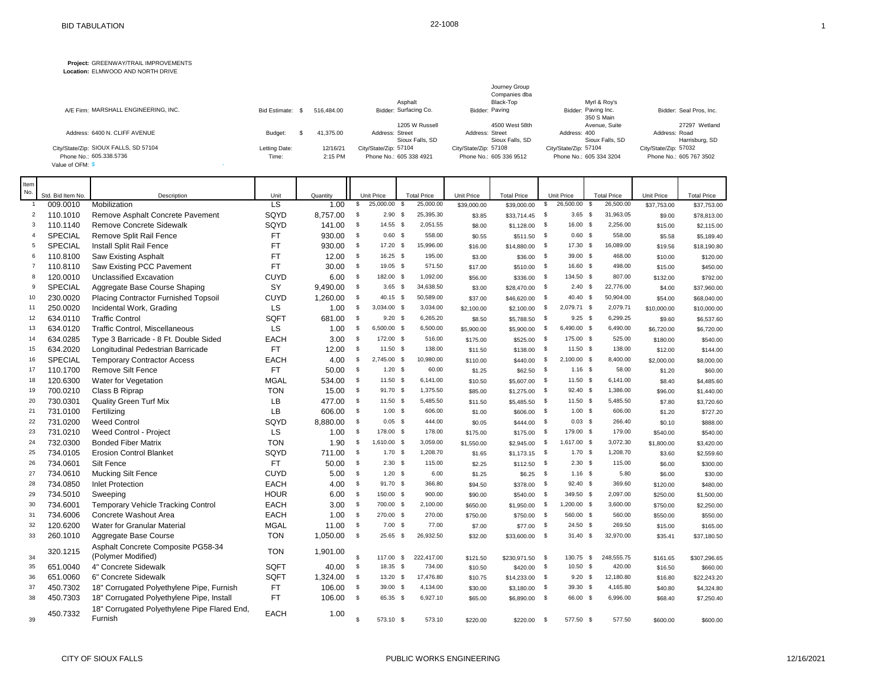# BID TABULATION

22-1008

**Project:** GREENWAY/TRAIL IMPROVEMENTS
**Location:** ELMWOOD AND NORTH DRIVE

| | | | | | | | | | |
|---|---|---|---|---|---|---|---|---|---|
| A/E Firm: | MARSHALL ENGINEERING, INC. | Bid Estimate: | $ 516,484.00 | Bidder: | Asphalt Surfacing Co. | Bidder: | Journey Group Companies dba Black-Top Paving | Bidder: | Myrl & Roy's Paving Inc. |
| Address: | 6400 N. CLIFF AVENUE | Budget: | $ 41,375.00 | Address: | 1205 W Russell Street | Address: | 4500 West 58th Street | Address: | 350 S Main Avenue, Suite 400 |
| City/State/Zip: | SIOUX FALLS, SD 57104 | Letting Date: | 12/16/21 | City/State/Zip: | Sioux Falls, SD 57104 | City/State/Zip: | Sioux Falls, SD 57108 | City/State/Zip: | Sioux Falls, SD 57104 |
| Phone No.: | 605.338.5736 | Time: | 2:15 PM | Phone No.: | 605 338 4921 | Phone No.: | 605 336 9512 | Phone No.: | 605 334 3204 |
| Value of OFM: | $ - | | | | | | | | |

| Bidder: | Seal Pros, Inc. |
|---|---|
| Address: | 27297 Wetland Road |
| City/State/Zip: | Harrisburg, SD 57032 |
| Phone No.: | 605 767 3502 |

| Item No. | Std. Bid Item No. | Description | Unit | Quantity | Asphalt Surfacing Co. Unit Price | Asphalt Surfacing Co. Total Price | Black-Top Paving Unit Price | Black-Top Paving Total Price | Myrl & Roy's Unit Price | Myrl & Roy's Total Price | Seal Pros Unit Price | Seal Pros Total Price |
|---|---|---|---|---|---|---|---|---|---|---|---|---|
| 1 | 009.0010 | Mobilization | LS | 1.00 | $ 25,000.00 | $ 25,000.00 | $39,000.00 | $39,000.00 | $ 26,500.00 | $ 26,500.00 | $37,753.00 | $37,753.00 |
| 2 | 110.1010 | Remove Asphalt Concrete Pavement | SQYD | 8,757.00 | $ 2.90 | $ 25,395.30 | $3.85 | $33,714.45 | $ 3.65 | $ 31,963.05 | $9.00 | $78,813.00 |
| 3 | 110.1140 | Remove Concrete Sidewalk | SQYD | 141.00 | $ 14.55 | $ 2,051.55 | $8.00 | $1,128.00 | $ 16.00 | $ 2,256.00 | $15.00 | $2,115.00 |
| 4 | SPECIAL | Remove Split Rail Fence | FT | 930.00 | $ 0.60 | $ 558.00 | $0.55 | $511.50 | $ 0.60 | $ 558.00 | $5.58 | $5,189.40 |
| 5 | SPECIAL | Install Split Rail Fence | FT | 930.00 | $ 17.20 | $ 15,996.00 | $16.00 | $14,880.00 | $ 17.30 | $ 16,089.00 | $19.56 | $18,190.80 |
| 6 | 110.8100 | Saw Existing Asphalt | FT | 12.00 | $ 16.25 | $ 195.00 | $3.00 | $36.00 | $ 39.00 | $ 468.00 | $10.00 | $120.00 |
| 7 | 110.8110 | Saw Existing PCC Pavement | FT | 30.00 | $ 19.05 | $ 571.50 | $17.00 | $510.00 | $ 16.60 | $ 498.00 | $15.00 | $450.00 |
| 8 | 120.0010 | Unclassified Excavation | CUYD | 6.00 | $ 182.00 | $ 1,092.00 | $56.00 | $336.00 | $ 134.50 | $ 807.00 | $132.00 | $792.00 |
| 9 | SPECIAL | Aggregate Base Course Shaping | SY | 9,490.00 | $ 3.65 | $ 34,638.50 | $3.00 | $28,470.00 | $ 2.40 | $ 22,776.00 | $4.00 | $37,960.00 |
| 10 | 230.0020 | Placing Contractor Furnished Topsoil | CUYD | 1,260.00 | $ 40.15 | $ 50,589.00 | $37.00 | $46,620.00 | $ 40.40 | $ 50,904.00 | $54.00 | $68,040.00 |
| 11 | 250.0020 | Incidental Work, Grading | LS | 1.00 | $ 3,034.00 | $ 3,034.00 | $2,100.00 | $2,100.00 | $ 2,079.71 | $ 2,079.71 | $10,000.00 | $10,000.00 |
| 12 | 634.0110 | Traffic Control | SQFT | 681.00 | $ 9.20 | $ 6,265.20 | $8.50 | $5,788.50 | $ 9.25 | $ 6,299.25 | $9.60 | $6,537.60 |
| 13 | 634.0120 | Traffic Control, Miscellaneous | LS | 1.00 | $ 6,500.00 | $ 6,500.00 | $5,900.00 | $5,900.00 | $ 6,490.00 | $ 6,490.00 | $6,720.00 | $6,720.00 |
| 14 | 634.0285 | Type 3 Barricade - 8 Ft. Double Sided | EACH | 3.00 | $ 172.00 | $ 516.00 | $175.00 | $525.00 | $ 175.00 | $ 525.00 | $180.00 | $540.00 |
| 15 | 634.2020 | Longitudinal Pedestrian Barricade | FT | 12.00 | $ 11.50 | $ 138.00 | $11.50 | $138.00 | $ 11.50 | $ 138.00 | $12.00 | $144.00 |
| 16 | SPECIAL | Temporary Contractor Access | EACH | 4.00 | $ 2,745.00 | $ 10,980.00 | $110.00 | $440.00 | $ 2,100.00 | $ 8,400.00 | $2,000.00 | $8,000.00 |
| 17 | 110.1700 | Remove Silt Fence | FT | 50.00 | $ 1.20 | $ 60.00 | $1.25 | $62.50 | $ 1.16 | $ 58.00 | $1.20 | $60.00 |
| 18 | 120.6300 | Water for Vegetation | MGAL | 534.00 | $ 11.50 | $ 6,141.00 | $10.50 | $5,607.00 | $ 11.50 | $ 6,141.00 | $8.40 | $4,485.60 |
| 19 | 700.0210 | Class B Riprap | TON | 15.00 | $ 91.70 | $ 1,375.50 | $85.00 | $1,275.00 | $ 92.40 | $ 1,386.00 | $96.00 | $1,440.00 |
| 20 | 730.0301 | Quality Green Turf Mix | LB | 477.00 | $ 11.50 | $ 5,485.50 | $11.50 | $5,485.50 | $ 11.50 | $ 5,485.50 | $7.80 | $3,720.60 |
| 21 | 731.0100 | Fertilizing | LB | 606.00 | $ 1.00 | $ 606.00 | $1.00 | $606.00 | $ 1.00 | $ 606.00 | $1.20 | $727.20 |
| 22 | 731.0200 | Weed Control | SQYD | 8,880.00 | $ 0.05 | $ 444.00 | $0.05 | $444.00 | $ 0.03 | $ 266.40 | $0.10 | $888.00 |
| 23 | 731.0210 | Weed Control - Project | LS | 1.00 | $ 178.00 | $ 178.00 | $175.00 | $175.00 | $ 179.00 | $ 179.00 | $540.00 | $540.00 |
| 24 | 732.0300 | Bonded Fiber Matrix | TON | 1.90 | $ 1,610.00 | $ 3,059.00 | $1,550.00 | $2,945.00 | $ 1,617.00 | $ 3,072.30 | $1,800.00 | $3,420.00 |
| 25 | 734.0105 | Erosion Control Blanket | SQYD | 711.00 | $ 1.70 | $ 1,208.70 | $1.65 | $1,173.15 | $ 1.70 | $ 1,208.70 | $3.60 | $2,559.60 |
| 26 | 734.0601 | Silt Fence | FT | 50.00 | $ 2.30 | $ 115.00 | $2.25 | $112.50 | $ 2.30 | $ 115.00 | $6.00 | $300.00 |
| 27 | 734.0610 | Mucking Silt Fence | CUYD | 5.00 | $ 1.20 | $ 6.00 | $1.25 | $6.25 | $ 1.16 | $ 5.80 | $6.00 | $30.00 |
| 28 | 734.0850 | Inlet Protection | EACH | 4.00 | $ 91.70 | $ 366.80 | $94.50 | $378.00 | $ 92.40 | $ 369.60 | $120.00 | $480.00 |
| 29 | 734.5010 | Sweeping | HOUR | 6.00 | $ 150.00 | $ 900.00 | $90.00 | $540.00 | $ 349.50 | $ 2,097.00 | $250.00 | $1,500.00 |
| 30 | 734.6001 | Temporary Vehicle Tracking Control | EACH | 3.00 | $ 700.00 | $ 2,100.00 | $650.00 | $1,950.00 | $ 1,200.00 | $ 3,600.00 | $750.00 | $2,250.00 |
| 31 | 734.6006 | Concrete Washout Area | EACH | 1.00 | $ 270.00 | $ 270.00 | $750.00 | $750.00 | $ 560.00 | $ 560.00 | $550.00 | $550.00 |
| 32 | 120.6200 | Water for Granular Material | MGAL | 11.00 | $ 7.00 | $ 77.00 | $7.00 | $77.00 | $ 24.50 | $ 269.50 | $15.00 | $165.00 |
| 33 | 260.1010 | Aggregate Base Course | TON | 1,050.00 | $ 25.65 | $ 26,932.50 | $32.00 | $33,600.00 | $ 31.40 | $ 32,970.00 | $35.41 | $37,180.50 |
| 34 | 320.1215 | Asphalt Concrete Composite PG58-34 (Polymer Modified) | TON | 1,901.00 | $ 117.00 | $ 222,417.00 | $121.50 | $230,971.50 | $ 130.75 | $ 248,555.75 | $161.65 | $307,296.65 |
| 35 | 651.0040 | 4" Concrete Sidewalk | SQFT | 40.00 | $ 18.35 | $ 734.00 | $10.50 | $420.00 | $ 10.50 | $ 420.00 | $16.50 | $660.00 |
| 36 | 651.0060 | 6" Concrete Sidewalk | SQFT | 1,324.00 | $ 13.20 | $ 17,476.80 | $10.75 | $14,233.00 | $ 9.20 | $ 12,180.80 | $16.80 | $22,243.20 |
| 37 | 450.7302 | 18" Corrugated Polyethylene Pipe, Furnish | FT | 106.00 | $ 39.00 | $ 4,134.00 | $30.00 | $3,180.00 | $ 39.30 | $ 4,165.80 | $40.80 | $4,324.80 |
| 38 | 450.7303 | 18" Corrugated Polyethylene Pipe, Install | FT | 106.00 | $ 65.35 | $ 6,927.10 | $65.00 | $6,890.00 | $ 66.00 | $ 6,996.00 | $68.40 | $7,250.40 |
| 39 | 450.7332 | 18" Corrugated Polyethylene Pipe Flared End, Furnish | EACH | 1.00 | $ 573.10 | $ 573.10 | $220.00 | $220.00 | $ 577.50 | $ 577.50 | $600.00 | $600.00 |

CITY OF SIOUX FALLS — PUBLIC WORKS ENGINEERING — 12/16/2021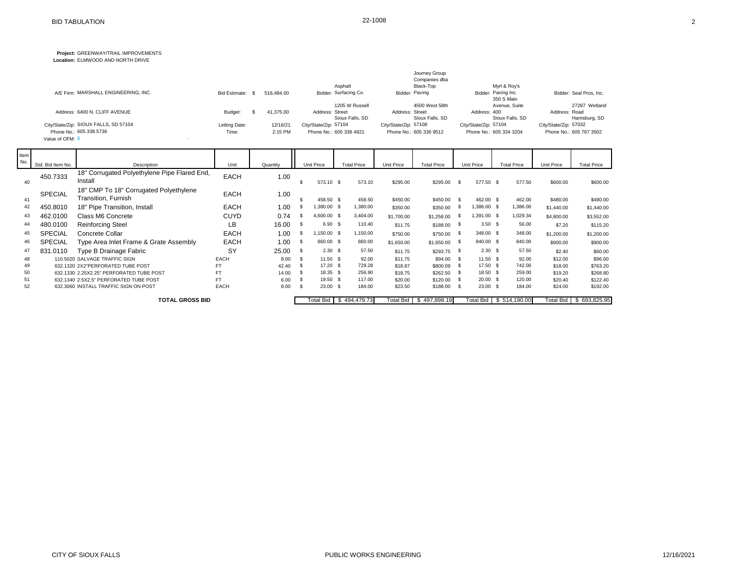# BID TABULATION

22-1008

**Project:** GREENWAY/TRAIL IMPROVEMENTS
**Location:** ELMWOOD AND NORTH DRIVE

A/E Firm: MARSHALL ENGINEERING, INC.
Address: 6400 N. CLIFF AVENUE
City/State/Zip: SIOUX FALLS, SD 57104
Phone No.: 605.338.5736
Value of OFM: $ -

Bid Estimate: $ 516,484.00
Budget: $ 41,375.00
Letting Date: 12/16/21
Time: 2:15 PM

| | Asphalt Surfacing Co. | Journey Group Companies dba Black-Top Paving | Myrl & Roy's Paving Inc. | Seal Pros, Inc. |
|---|---|---|---|---|
| Address: | 1205 W Russell Street Sioux Falls, SD | 4500 West 58th Street Sioux Falls, SD | 350 S Main Avenue, Suite 400 Sioux Falls, SD | 27297 Wetland Road Harrisburg, SD |
| City/State/Zip: | 57104 | 57108 | 57104 | 57032 |
| Phone No.: | 605 338 4921 | 605 336 9512 | 605 334 3204 | 605 767 3502 |

| Item No. | Std. Bid Item No. | Description | Unit | Quantity | Asphalt Surfacing Co. Unit Price | Asphalt Surfacing Co. Total Price | Black-Top Paving Unit Price | Black-Top Paving Total Price | Myrl & Roy's Unit Price | Myrl & Roy's Total Price | Seal Pros Unit Price | Seal Pros Total Price |
|---|---|---|---|---|---|---|---|---|---|---|---|---|
| 40 | 450.7333 | 18" Corrugated Polyethylene Pipe Flared End, Install | EACH | 1.00 | $ 573.10 | $ 573.10 | $295.00 | $295.00 | $ 577.50 | $ 577.50 | $600.00 | $600.00 |
| 41 | SPECIAL | 18" CMP To 18" Corrugated Polyethylene Transition, Furnish | EACH | 1.00 | $ 458.50 | $ 458.50 | $450.00 | $450.00 | $ 462.00 | $ 462.00 | $480.00 | $480.00 |
| 42 | 450.8010 | 18" Pipe Transition, Install | EACH | 1.00 | $ 1,380.00 | $ 1,380.00 | $350.00 | $350.00 | $ 1,386.00 | $ 1,386.00 | $1,440.00 | $1,440.00 |
| 43 | 462.0100 | Class M6 Concrete | CUYD | 0.74 | $ 4,600.00 | $ 3,404.00 | $1,700.00 | $1,258.00 | $ 1,391.00 | $ 1,029.34 | $4,800.00 | $3,552.00 |
| 44 | 480.0100 | Reinforcing Steel | LB | 16.00 | $ 6.90 | $ 110.40 | $11.75 | $188.00 | $ 3.50 | $ 56.00 | $7.20 | $115.20 |
| 45 | SPECIAL | Concrete Collar | EACH | 1.00 | $ 1,150.00 | $ 1,150.00 | $750.00 | $750.00 | $ 348.00 | $ 348.00 | $1,200.00 | $1,200.00 |
| 46 | SPECIAL | Type Area Inlet Frame & Grate Assembly | EACH | 1.00 | $ 860.00 | $ 860.00 | $1,650.00 | $1,650.00 | $ 840.00 | $ 840.00 | $900.00 | $900.00 |
| 47 | 831.0110 | Type B Drainage Fabric | SY | 25.00 | $ 2.30 | $ 57.50 | $11.75 | $293.75 | $ 2.30 | $ 57.50 | $2.40 | $60.00 |
| 48 | 110.5020 | SALVAGE TRAFFIC SIGN | EACH | 8.00 | $ 11.50 | $ 92.00 | $11.75 | $94.00 | $ 11.50 | $ 92.00 | $12.00 | $96.00 |
| 49 | 632.1320 | 2X2"PERFORATED TUBE POST | FT | 42.40 | $ 17.20 | $ 729.28 | $18.87 | $800.09 | $ 17.50 | $ 742.00 | $18.00 | $763.20 |
| 50 | 632.1330 | 2.25X2.25" PERFORATED TUBE POST | FT | 14.00 | $ 18.35 | $ 256.90 | $18.75 | $262.50 | $ 18.50 | $ 259.00 | $19.20 | $268.80 |
| 51 | 632.1340 | 2.5X2.5" PERFORATED TUBE POST | FT | 6.00 | $ 19.50 | $ 117.00 | $20.00 | $120.00 | $ 20.00 | $ 120.00 | $20.40 | $122.40 |
| 52 | 632.3060 | INSTALL TRAFFIC SIGN ON POST | EACH | 8.00 | $ 23.00 | $ 184.00 | $23.50 | $188.00 | $ 23.00 | $ 184.00 | $24.00 | $192.00 |
| | | **TOTAL GROSS BID** | | | Total Bid | $ 494,479.73 | Total Bid | $ 497,898.19 | Total Bid | $ 514,190.00 | Total Bid | $ 693,825.95 |

CITY OF SIOUX FALLS — PUBLIC WORKS ENGINEERING — 12/16/2021